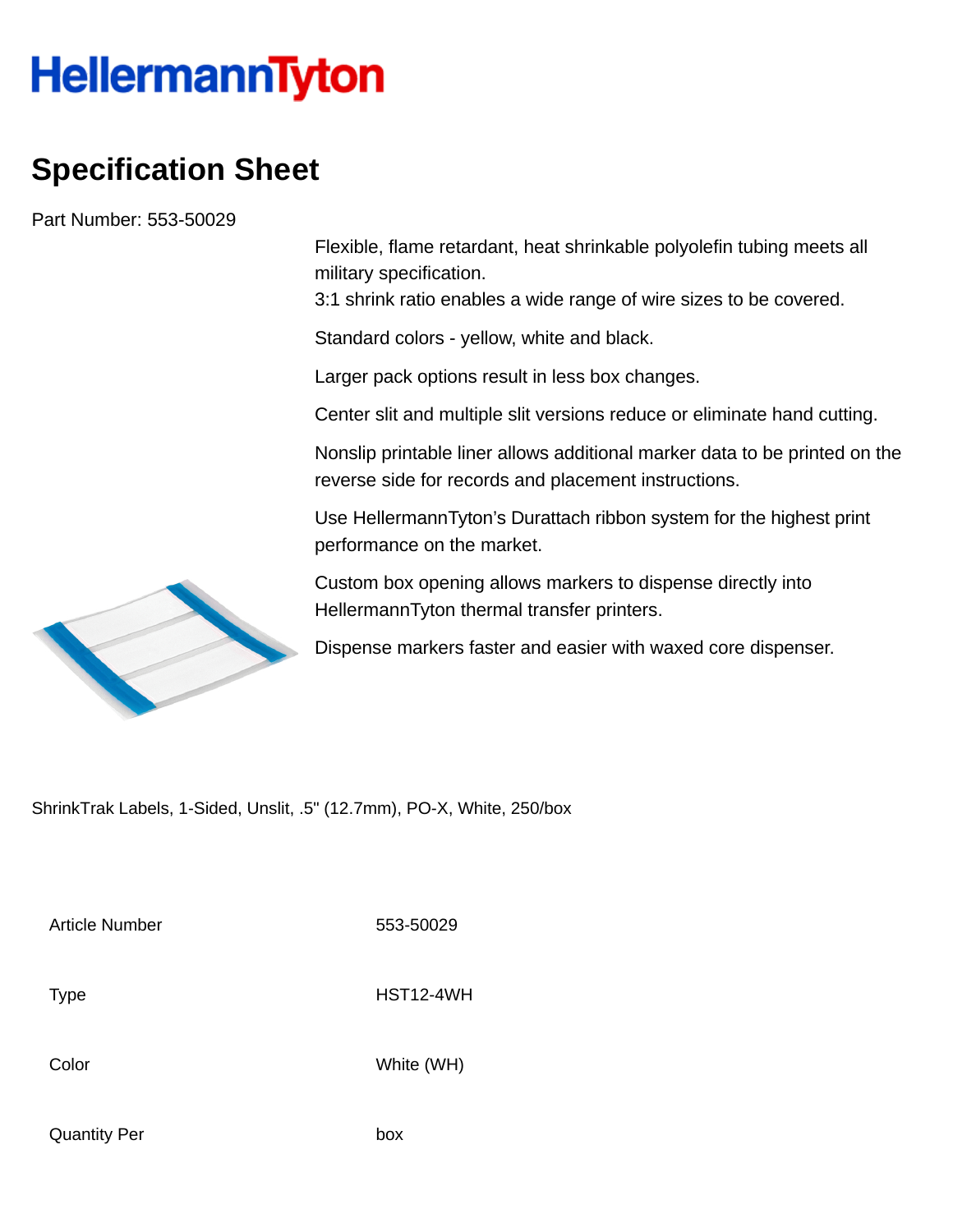# HellermannTyton

## Specification Sheet

Part Number: 553-50029

Flexible, flame retardant, heat shrinkable polyolefin tubing meets all military specification.
3:1 shrink ratio enables a wide range of wire sizes to be covered.

Standard colors - yellow, white and black.

Larger pack options result in less box changes.

Center slit and multiple slit versions reduce or eliminate hand cutting.

Nonslip printable liner allows additional marker data to be printed on the reverse side for records and placement instructions.

Use HellermannTyton's Durattach ribbon system for the highest print performance on the market.

Custom box opening allows markers to dispense directly into HellermannTyton thermal transfer printers.

Dispense markers faster and easier with waxed core dispenser.

ShrinkTrak Labels, 1-Sided, Unslit, .5" (12.7mm), PO-X, White, 250/box

| | |
|---|---|
| Article Number | 553-50029 |
| Type | HST12-4WH |
| Color | White (WH) |
| Quantity Per | box |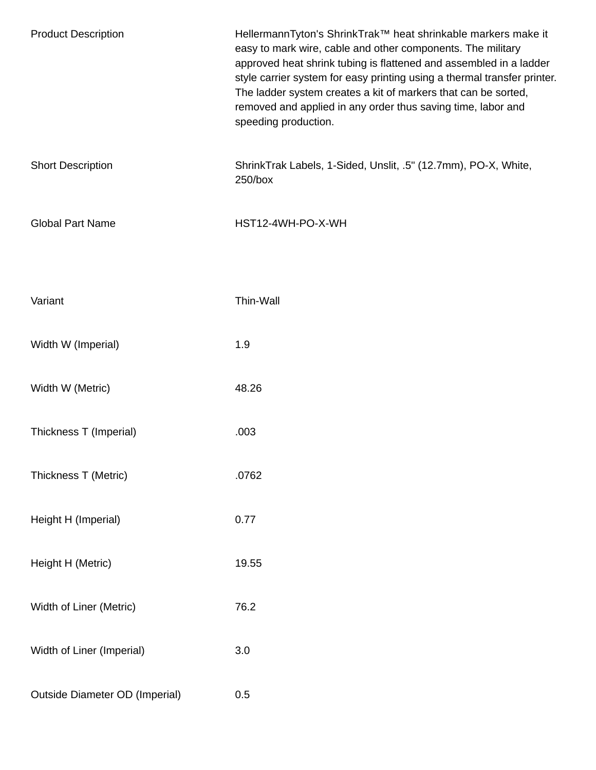| | |
|---|---|
| Product Description | HellermannTyton's ShrinkTrak™ heat shrinkable markers make it easy to mark wire, cable and other components. The military approved heat shrink tubing is flattened and assembled in a ladder style carrier system for easy printing using a thermal transfer printer. The ladder system creates a kit of markers that can be sorted, removed and applied in any order thus saving time, labor and speeding production. |
| Short Description | ShrinkTrak Labels, 1-Sided, Unslit, .5" (12.7mm), PO-X, White, 250/box |
| Global Part Name | HST12-4WH-PO-X-WH |

| | |
|---|---|
| Variant | Thin-Wall |
| Width W (Imperial) | 1.9 |
| Width W (Metric) | 48.26 |
| Thickness T (Imperial) | .003 |
| Thickness T (Metric) | .0762 |
| Height H (Imperial) | 0.77 |
| Height H (Metric) | 19.55 |
| Width of Liner (Metric) | 76.2 |
| Width of Liner (Imperial) | 3.0 |
| Outside Diameter OD (Imperial) | 0.5 |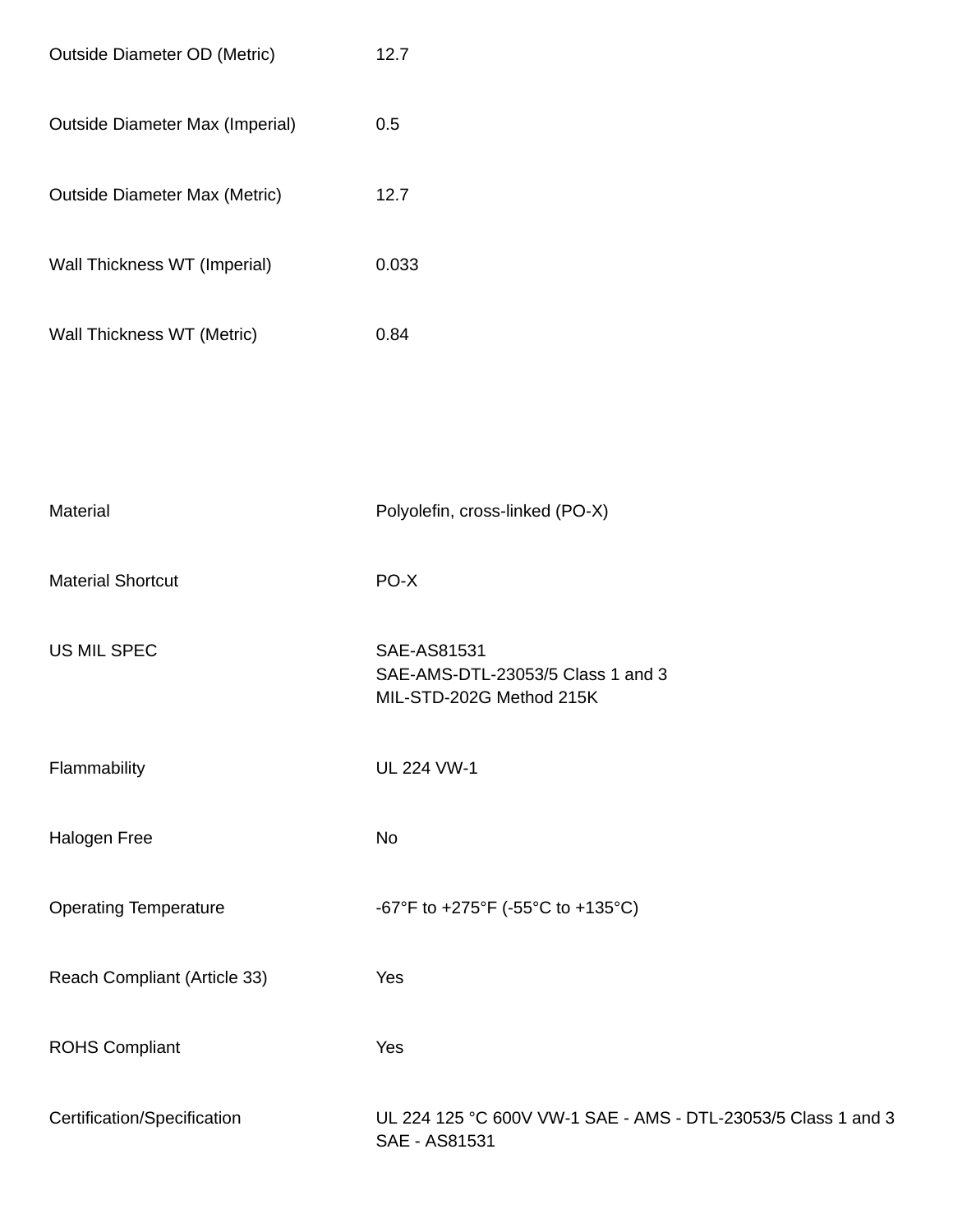| | |
|---|---|
| Outside Diameter OD (Metric) | 12.7 |
| Outside Diameter Max (Imperial) | 0.5 |
| Outside Diameter Max (Metric) | 12.7 |
| Wall Thickness WT (Imperial) | 0.033 |
| Wall Thickness WT (Metric) | 0.84 |

| | |
|---|---|
| Material | Polyolefin, cross-linked (PO-X) |
| Material Shortcut | PO-X |
| US MIL SPEC | SAE-AS81531<br>SAE-AMS-DTL-23053/5 Class 1 and 3<br>MIL-STD-202G Method 215K |
| Flammability | UL 224 VW-1 |
| Halogen Free | No |
| Operating Temperature | -67°F to +275°F (-55°C to +135°C) |
| Reach Compliant (Article 33) | Yes |
| ROHS Compliant | Yes |
| Certification/Specification | UL 224 125 °C 600V VW-1 SAE - AMS - DTL-23053/5 Class 1 and 3 SAE - AS81531 |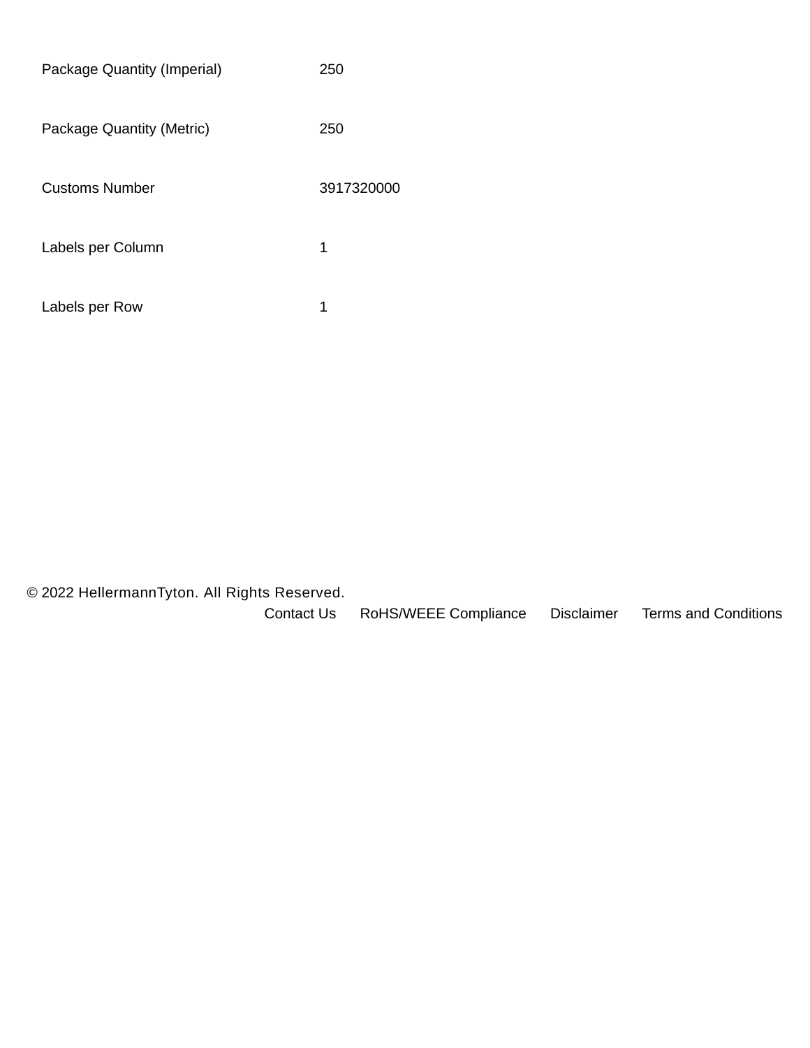| | |
|---|---|
| Package Quantity (Imperial) | 250 |
| Package Quantity (Metric) | 250 |
| Customs Number | 3917320000 |
| Labels per Column | 1 |
| Labels per Row | 1 |

© 2022 HellermannTyton. All Rights Reserved.

Contact Us RoHS/WEEE Compliance Disclaimer Terms and Conditions